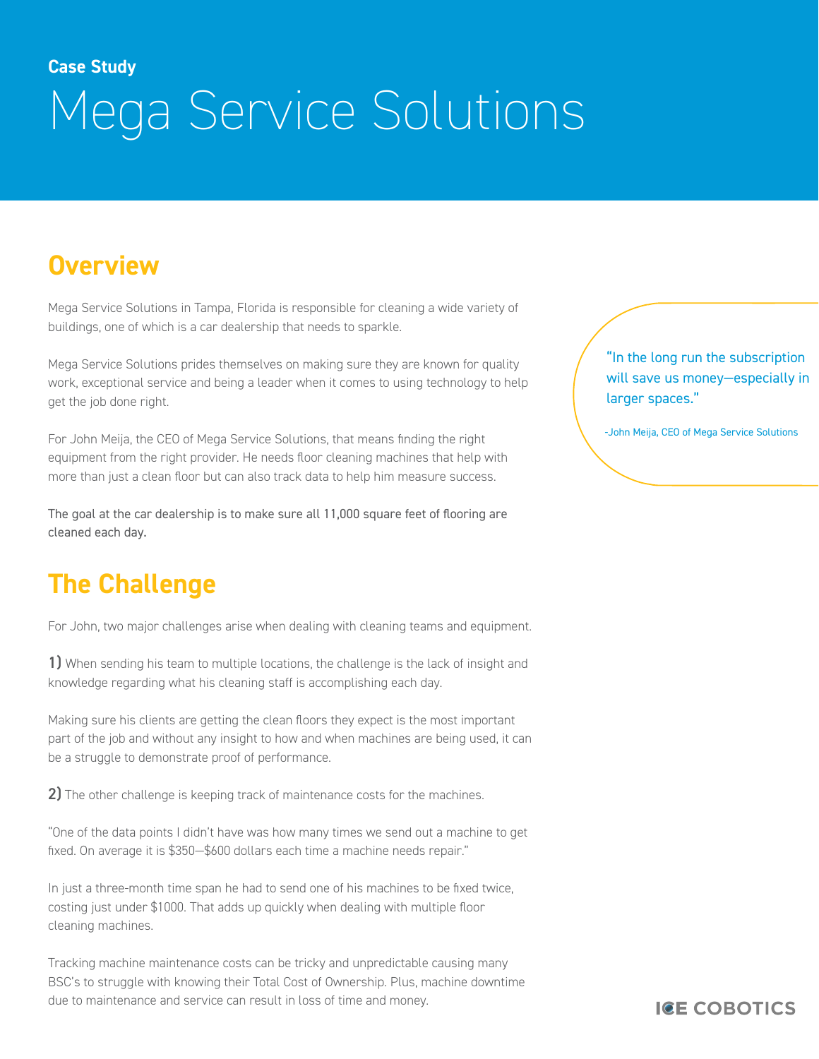**Case Study**

# Mega Service Solutions

## Overview

Mega Service Solutions in Tampa, Florida is responsible for cleaning a wide variety of buildings, one of which is a car dealership that needs to sparkle.

Mega Service Solutions prides themselves on making sure they are known for quality work, exceptional service and being a leader when it comes to using technology to help get the job done right.

For John Meija, the CEO of Mega Service Solutions, that means finding the right equipment from the right provider. He needs floor cleaning machines that help with more than just a clean floor but can also track data to help him measure success.

The goal at the car dealership is to make sure all 11,000 square feet of flooring are cleaned each day.

> "In the long run the subscription will save us money—especially in larger spaces."
>
> -John Meija, CEO of Mega Service Solutions

## The Challenge

For John, two major challenges arise when dealing with cleaning teams and equipment.

**1)** When sending his team to multiple locations, the challenge is the lack of insight and knowledge regarding what his cleaning staff is accomplishing each day.

Making sure his clients are getting the clean floors they expect is the most important part of the job and without any insight to how and when machines are being used, it can be a struggle to demonstrate proof of performance.

**2)** The other challenge is keeping track of maintenance costs for the machines.

"One of the data points I didn't have was how many times we send out a machine to get fixed. On average it is $350—$600 dollars each time a machine needs repair."

In just a three-month time span he had to send one of his machines to be fixed twice, costing just under $1000. That adds up quickly when dealing with multiple floor cleaning machines.

Tracking machine maintenance costs can be tricky and unpredictable causing many BSC's to struggle with knowing their Total Cost of Ownership. Plus, machine downtime due to maintenance and service can result in loss of time and money.

ICE COBOTICS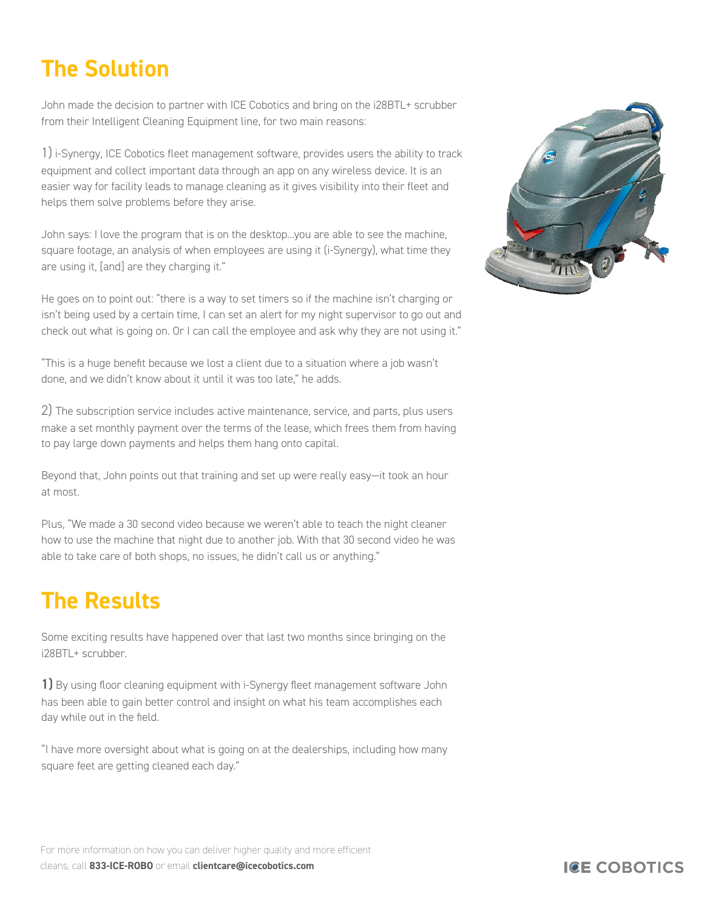## The Solution

John made the decision to partner with ICE Cobotics and bring on the i28BTL+ scrubber from their Intelligent Cleaning Equipment line, for two main reasons:

1) i-Synergy, ICE Cobotics fleet management software, provides users the ability to track equipment and collect important data through an app on any wireless device. It is an easier way for facility leads to manage cleaning as it gives visibility into their fleet and helps them solve problems before they arise.

John says: I love the program that is on the desktop...you are able to see the machine, square footage, an analysis of when employees are using it (i-Synergy), what time they are using it, [and] are they charging it."

He goes on to point out: "there is a way to set timers so if the machine isn't charging or isn't being used by a certain time, I can set an alert for my night supervisor to go out and check out what is going on. Or I can call the employee and ask why they are not using it."

"This is a huge benefit because we lost a client due to a situation where a job wasn't done, and we didn't know about it until it was too late," he adds.

2) The subscription service includes active maintenance, service, and parts, plus users make a set monthly payment over the terms of the lease, which frees them from having to pay large down payments and helps them hang onto capital.

Beyond that, John points out that training and set up were really easy—it took an hour at most.

Plus, "We made a 30 second video because we weren't able to teach the night cleaner how to use the machine that night due to another job. With that 30 second video he was able to take care of both shops, no issues, he didn't call us or anything."

## The Results

Some exciting results have happened over that last two months since bringing on the i28BTL+ scrubber.

**1)** By using floor cleaning equipment with i-Synergy fleet management software John has been able to gain better control and insight on what his team accomplishes each day while out in the field.

"I have more oversight about what is going on at the dealerships, including how many square feet are getting cleaned each day."

For more information on how you can deliver higher quality and more efficient cleans, call **833-ICE-ROBO** or email **clientcare@icecobotics.com**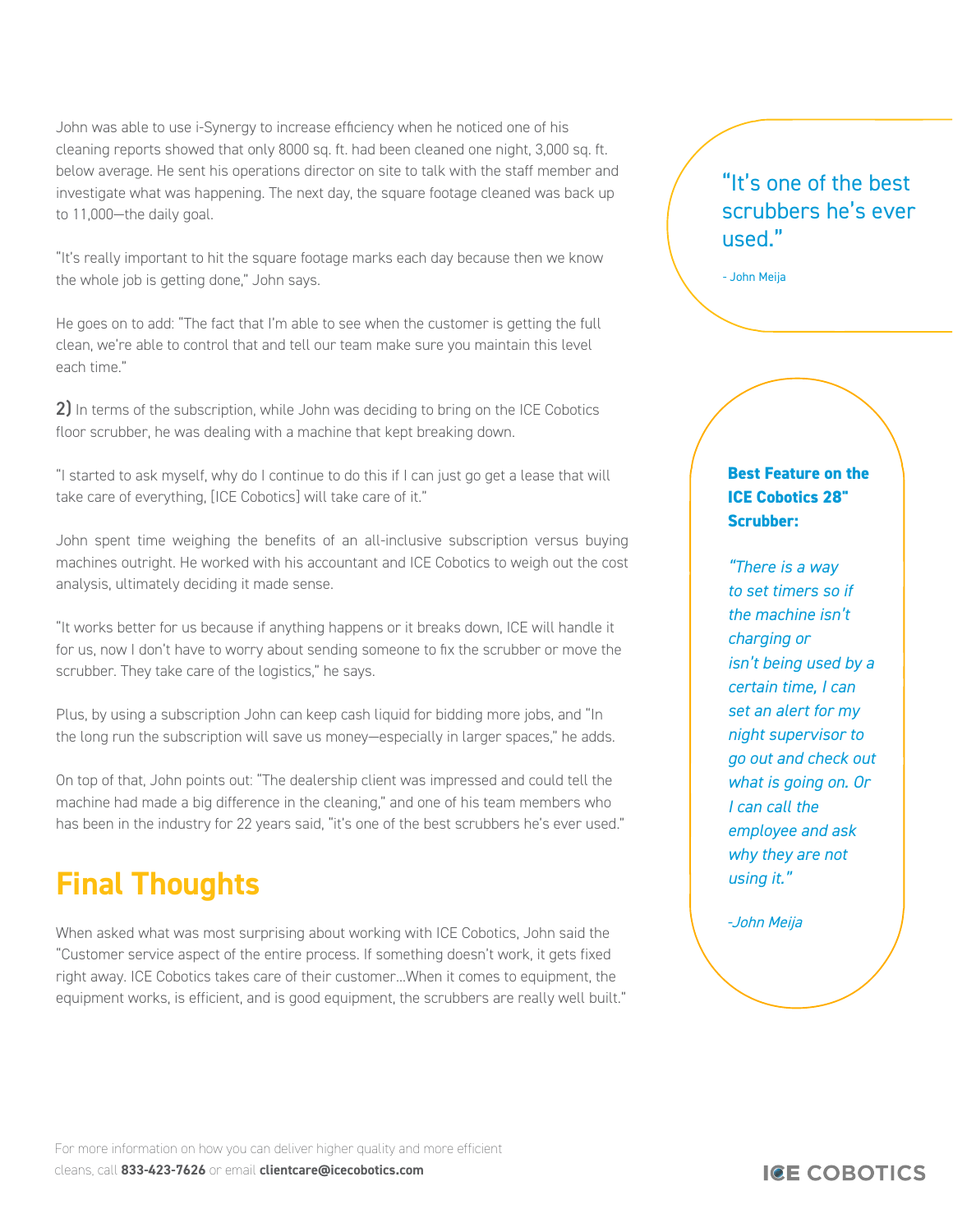John was able to use i-Synergy to increase efficiency when he noticed one of his cleaning reports showed that only 8000 sq. ft. had been cleaned one night, 3,000 sq. ft. below average. He sent his operations director on site to talk with the staff member and investigate what was happening. The next day, the square footage cleaned was back up to 11,000—the daily goal.

"It's really important to hit the square footage marks each day because then we know the whole job is getting done," John says.

He goes on to add: "The fact that I'm able to see when the customer is getting the full clean, we're able to control that and tell our team make sure you maintain this level each time."

**2)** In terms of the subscription, while John was deciding to bring on the ICE Cobotics floor scrubber, he was dealing with a machine that kept breaking down.

"I started to ask myself, why do I continue to do this if I can just go get a lease that will take care of everything, [ICE Cobotics] will take care of it."

John spent time weighing the benefits of an all-inclusive subscription versus buying machines outright. He worked with his accountant and ICE Cobotics to weigh out the cost analysis, ultimately deciding it made sense.

"It works better for us because if anything happens or it breaks down, ICE will handle it for us, now I don't have to worry about sending someone to fix the scrubber or move the scrubber. They take care of the logistics," he says.

Plus, by using a subscription John can keep cash liquid for bidding more jobs, and "In the long run the subscription will save us money—especially in larger spaces," he adds.

On top of that, John points out: "The dealership client was impressed and could tell the machine had made a big difference in the cleaning," and one of his team members who has been in the industry for 22 years said, "it's one of the best scrubbers he's ever used."

## Final Thoughts

When asked what was most surprising about working with ICE Cobotics, John said the "Customer service aspect of the entire process. If something doesn't work, it gets fixed right away. ICE Cobotics takes care of their customer...When it comes to equipment, the equipment works, is efficient, and is good equipment, the scrubbers are really well built."

"It's one of the best scrubbers he's ever used."

- John Meija

**Best Feature on the ICE Cobotics 28" Scrubber:**

*"There is a way to set timers so if the machine isn't charging or isn't being used by a certain time, I can set an alert for my night supervisor to go out and check out what is going on. Or I can call the employee and ask why they are not using it."*

*-John Meija*

For more information on how you can deliver higher quality and more efficient cleans, call **833-423-7626** or email **clientcare@icecobotics.com**

ICE COBOTICS